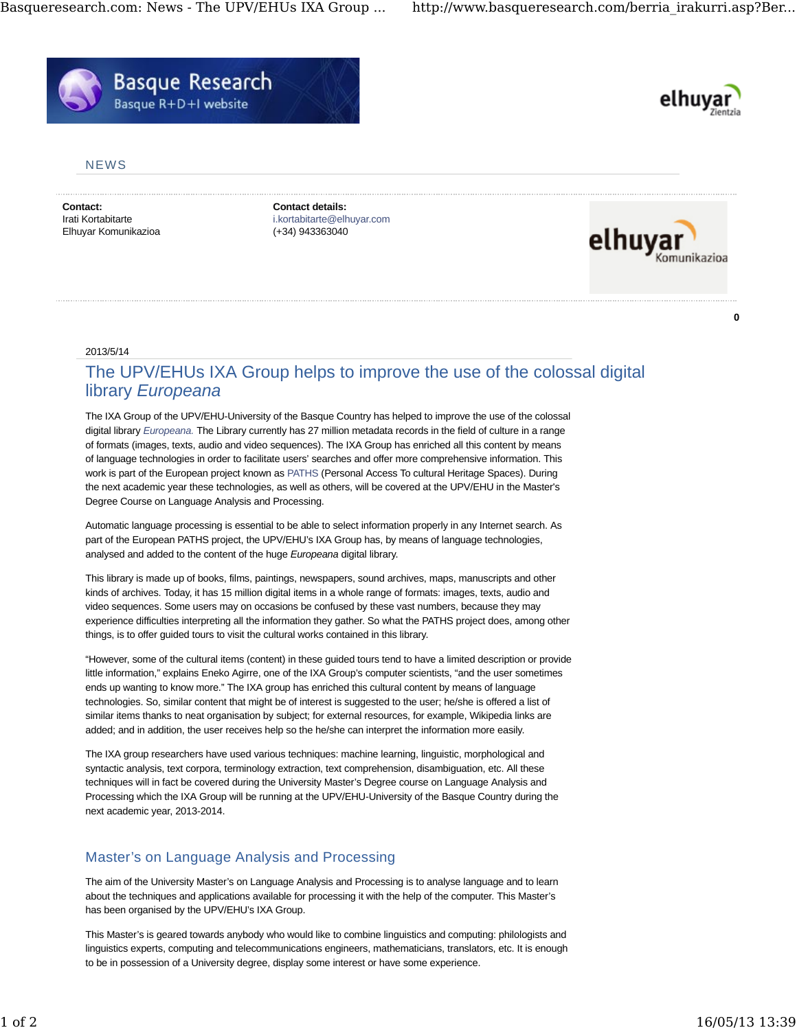NEWS

**Contact:**
Irati Kortabitarte
Elhuyar Komunikazioa

**Contact details:**
i.kortabitarte@elhuyar.com
(+34) 943363040

**0**

2013/5/14

# The UPV/EHUs IXA Group helps to improve the use of the colossal digital library *Europeana*

The IXA Group of the UPV/EHU-University of the Basque Country has helped to improve the use of the colossal digital library *Europeana*. The Library currently has 27 million metadata records in the field of culture in a range of formats (images, texts, audio and video sequences). The IXA Group has enriched all this content by means of language technologies in order to facilitate users' searches and offer more comprehensive information. This work is part of the European project known as PATHS (Personal Access To cultural Heritage Spaces). During the next academic year these technologies, as well as others, will be covered at the UPV/EHU in the Master's Degree Course on Language Analysis and Processing.

Automatic language processing is essential to be able to select information properly in any Internet search. As part of the European PATHS project, the UPV/EHU's IXA Group has, by means of language technologies, analysed and added to the content of the huge *Europeana* digital library.

This library is made up of books, films, paintings, newspapers, sound archives, maps, manuscripts and other kinds of archives. Today, it has 15 million digital items in a whole range of formats: images, texts, audio and video sequences. Some users may on occasions be confused by these vast numbers, because they may experience difficulties interpreting all the information they gather. So what the PATHS project does, among other things, is to offer guided tours to visit the cultural works contained in this library.

"However, some of the cultural items (content) in these guided tours tend to have a limited description or provide little information," explains Eneko Agirre, one of the IXA Group's computer scientists, "and the user sometimes ends up wanting to know more." The IXA group has enriched this cultural content by means of language technologies. So, similar content that might be of interest is suggested to the user; he/she is offered a list of similar items thanks to neat organisation by subject; for external resources, for example, Wikipedia links are added; and in addition, the user receives help so the he/she can interpret the information more easily.

The IXA group researchers have used various techniques: machine learning, linguistic, morphological and syntactic analysis, text corpora, terminology extraction, text comprehension, disambiguation, etc. All these techniques will in fact be covered during the University Master's Degree course on Language Analysis and Processing which the IXA Group will be running at the UPV/EHU-University of the Basque Country during the next academic year, 2013-2014.

## Master's on Language Analysis and Processing

The aim of the University Master's on Language Analysis and Processing is to analyse language and to learn about the techniques and applications available for processing it with the help of the computer. This Master's has been organised by the UPV/EHU's IXA Group.

This Master's is geared towards anybody who would like to combine linguistics and computing: philologists and linguistics experts, computing and telecommunications engineers, mathematicians, translators, etc. It is enough to be in possession of a University degree, display some interest or have some experience.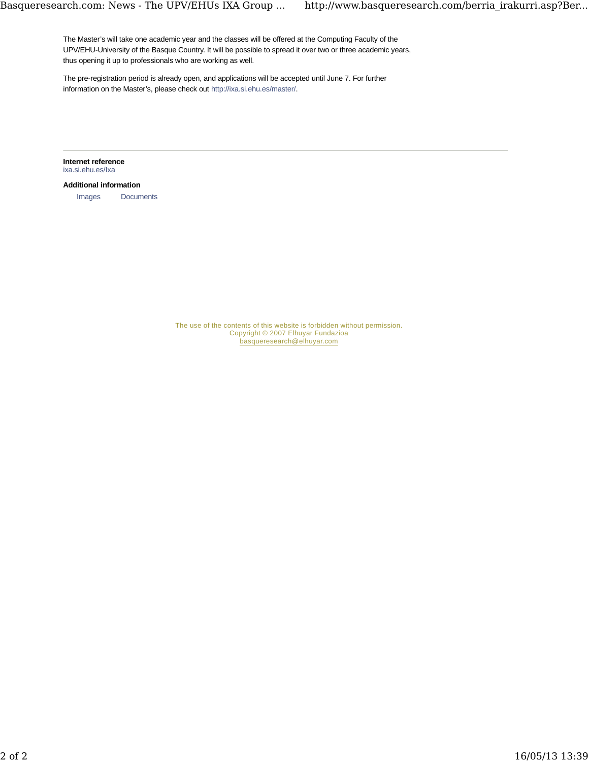The Master's will take one academic year and the classes will be offered at the Computing Faculty of the UPV/EHU-University of the Basque Country. It will be possible to spread it over two or three academic years, thus opening it up to professionals who are working as well.

The pre-registration period is already open, and applications will be accepted until June 7. For further information on the Master's, please check out http://ixa.si.ehu.es/master/.

---

**Internet reference**
ixa.si.ehu.es/Ixa

**Additional information**

Images Documents

The use of the contents of this website is forbidden without permission.
Copyright © 2007 Elhuyar Fundazioa
basqueresearch@elhuyar.com